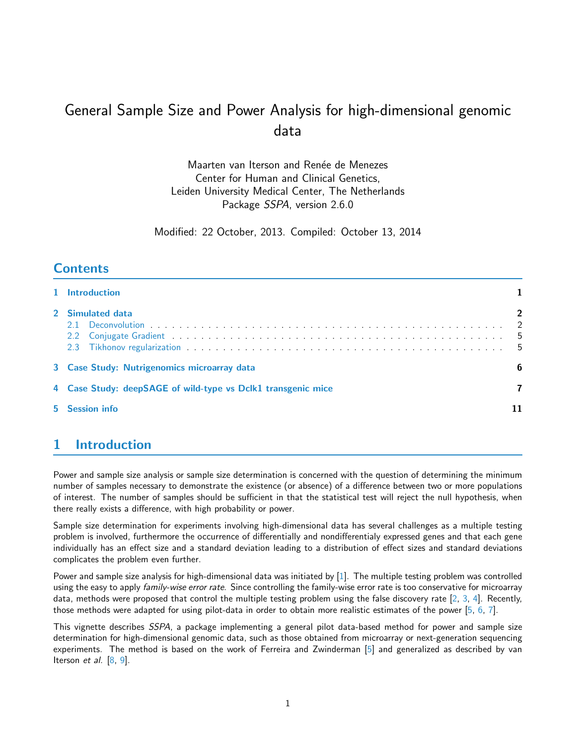# General Sample Size and Power Analysis for high-dimensional genomic data

Maarten van Iterson and Renée de Menezes
Center for Human and Clinical Genetics,
Leiden University Medical Center, The Netherlands
Package *SSPA*, version 2.6.0

Modified: 22 October, 2013. Compiled: October 13, 2014

## Contents

1 Introduction . . . 1

2 Simulated data . . . 2
- 2.1 Deconvolution . . . 2
- 2.2 Conjugate Gradient . . . 5
- 2.3 Tikhonov regularization . . . 5

3 Case Study: Nutrigenomics microarray data . . . 6

4 Case Study: deepSAGE of wild-type vs Dclk1 transgenic mice . . . 7

5 Session info . . . 11

## 1 Introduction

Power and sample size analysis or sample size determination is concerned with the question of determining the minimum number of samples necessary to demonstrate the existence (or absence) of a difference between two or more populations of interest. The number of samples should be sufficient in that the statistical test will reject the null hypothesis, when there really exists a difference, with high probability or power.

Sample size determination for experiments involving high-dimensional data has several challenges as a multiple testing problem is involved, furthermore the occurrence of differentially and nondifferentialy expressed genes and that each gene individually has an effect size and a standard deviation leading to a distribution of effect sizes and standard deviations complicates the problem even further.

Power and sample size analysis for high-dimensional data was initiated by [1]. The multiple testing problem was controlled using the easy to apply *family-wise error rate*. Since controlling the family-wise error rate is too conservative for microarray data, methods were proposed that control the multiple testing problem using the false discovery rate [2, 3, 4]. Recently, those methods were adapted for using pilot-data in order to obtain more realistic estimates of the power [5, 6, 7].

This vignette describes *SSPA*, a package implementing a general pilot data-based method for power and sample size determination for high-dimensional genomic data, such as those obtained from microarray or next-generation sequencing experiments. The method is based on the work of Ferreira and Zwinderman [5] and generalized as described by van Iterson *et al.* [8, 9].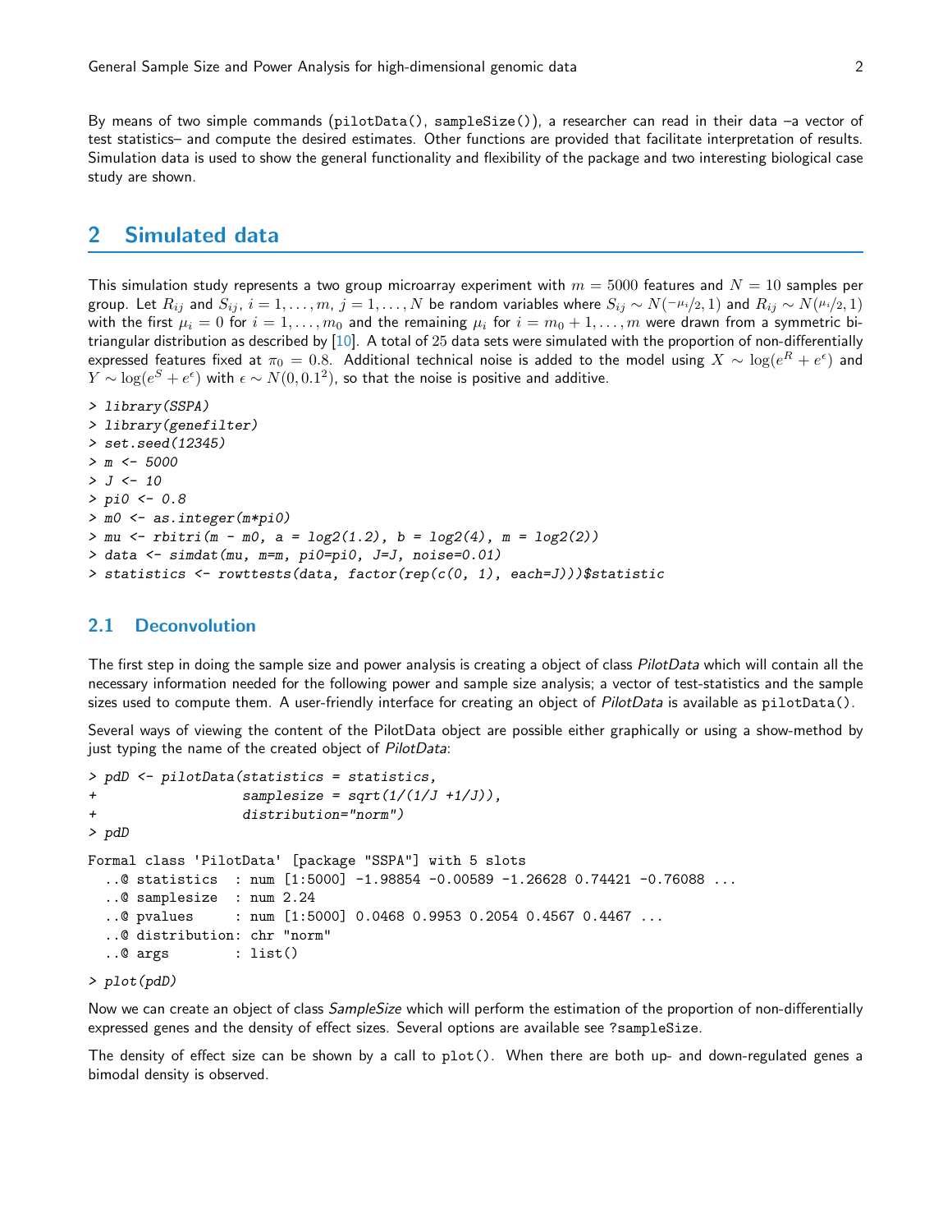By means of two simple commands (pilotData(), sampleSize()), a researcher can read in their data –a vector of test statistics– and compute the desired estimates. Other functions are provided that facilitate interpretation of results. Simulation data is used to show the general functionality and flexibility of the package and two interesting biological case study are shown.

## 2 Simulated data

This simulation study represents a two group microarray experiment with $m = 5000$ features and $N = 10$ samples per group. Let $R_{ij}$ and $S_{ij}$, $i = 1, \ldots, m$, $j = 1, \ldots, N$ be random variables where $S_{ij} \sim N(-\mu_i/2, 1)$ and $R_{ij} \sim N(\mu_i/2, 1)$ with the first $\mu_i = 0$ for $i = 1, \ldots, m_0$ and the remaining $\mu_i$ for $i = m_0 + 1, \ldots, m$ were drawn from a symmetric bi-triangular distribution as described by [10]. A total of 25 data sets were simulated with the proportion of non-differentially expressed features fixed at $\pi_0 = 0.8$. Additional technical noise is added to the model using $X \sim \log(e^R + e^\epsilon)$ and $Y \sim \log(e^S + e^\epsilon)$ with $\epsilon \sim N(0, 0.1^2)$, so that the noise is positive and additive.

```
> library(SSPA)
> library(genefilter)
> set.seed(12345)
> m <- 5000
> J <- 10
> pi0 <- 0.8
> m0 <- as.integer(m*pi0)
> mu <- rbitri(m - m0, a = log2(1.2), b = log2(4), m = log2(2))
> data <- simdat(mu, m=m, pi0=pi0, J=J, noise=0.01)
> statistics <- rowttests(data, factor(rep(c(0, 1), each=J)))$statistic
```

### 2.1 Deconvolution

The first step in doing the sample size and power analysis is creating a object of class *PilotData* which will contain all the necessary information needed for the following power and sample size analysis; a vector of test-statistics and the sample sizes used to compute them. A user-friendly interface for creating an object of *PilotData* is available as pilotData().

Several ways of viewing the content of the PilotData object are possible either graphically or using a show-method by just typing the name of the created object of *PilotData*:

```
> pdD <- pilotData(statistics = statistics,
+                  samplesize = sqrt(1/(1/J +1/J)),
+                  distribution="norm")
> pdD

Formal class 'PilotData' [package "SSPA"] with 5 slots
  ..@ statistics  : num [1:5000] -1.98854 -0.00589 -1.26628 0.74421 -0.76088 ...
  ..@ samplesize  : num 2.24
  ..@ pvalues     : num [1:5000] 0.0468 0.9953 0.2054 0.4567 0.4467 ...
  ..@ distribution: chr "norm"
  ..@ args        : list()

> plot(pdD)
```

Now we can create an object of class *SampleSize* which will perform the estimation of the proportion of non-differentially expressed genes and the density of effect sizes. Several options are available see ?sampleSize.

The density of effect size can be shown by a call to plot(). When there are both up- and down-regulated genes a bimodal density is observed.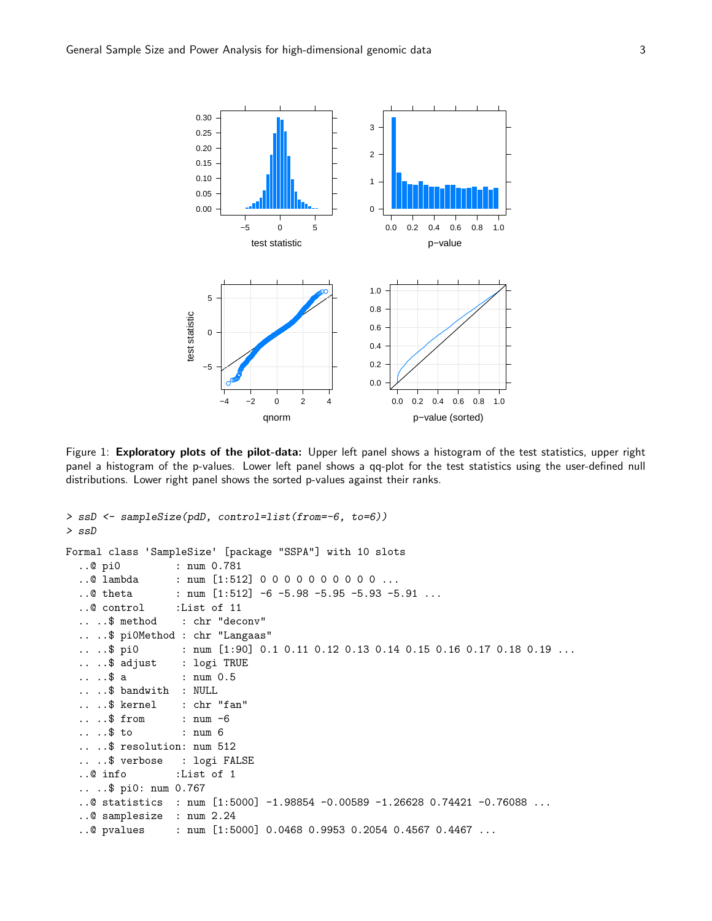Figure 1: **Exploratory plots of the pilot-data:** Upper left panel shows a histogram of the test statistics, upper right panel a histogram of the p-values. Lower left panel shows a qq-plot for the test statistics using the user-defined null distributions. Lower right panel shows the sorted p-values against their ranks.

```
> ssD <- sampleSize(pdD, control=list(from=-6, to=6))
> ssD

Formal class 'SampleSize' [package "SSPA"] with 10 slots
  ..@ pi0         : num 0.781
  ..@ lambda      : num [1:512] 0 0 0 0 0 0 0 0 0 0 ...
  ..@ theta       : num [1:512] -6 -5.98 -5.95 -5.93 -5.91 ...
  ..@ control     :List of 11
  .. ..$ method    : chr "deconv"
  .. ..$ pi0Method : chr "Langaas"
  .. ..$ pi0       : num [1:90] 0.1 0.11 0.12 0.13 0.14 0.15 0.16 0.17 0.18 0.19 ...
  .. ..$ adjust    : logi TRUE
  .. ..$ a         : num 0.5
  .. ..$ bandwith  : NULL
  .. ..$ kernel    : chr "fan"
  .. ..$ from      : num -6
  .. ..$ to        : num 6
  .. ..$ resolution: num 512
  .. ..$ verbose   : logi FALSE
  ..@ info        :List of 1
  .. ..$ pi0: num 0.767
  ..@ statistics  : num [1:5000] -1.98854 -0.00589 -1.26628 0.74421 -0.76088 ...
  ..@ samplesize  : num 2.24
  ..@ pvalues     : num [1:5000] 0.0468 0.9953 0.2054 0.4567 0.4467 ...
```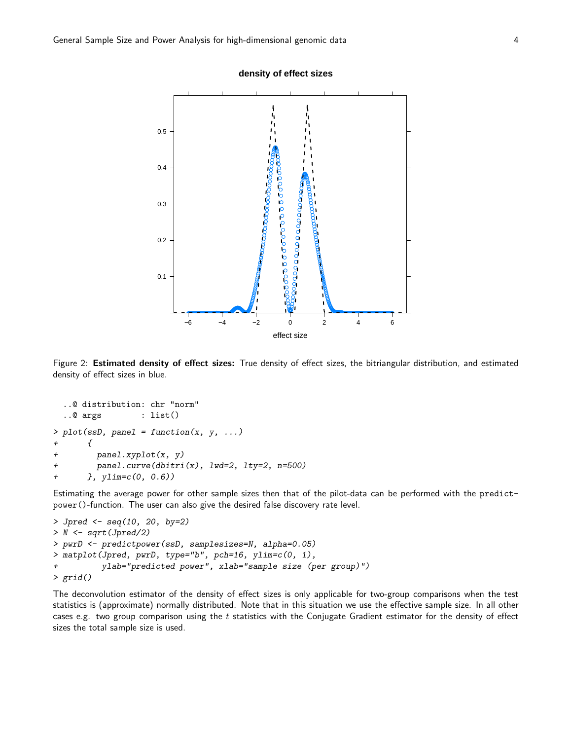Figure 2: **Estimated density of effect sizes:** True density of effect sizes, the bitriangular distribution, and estimated density of effect sizes in blue.

```
  ..@ distribution: chr "norm"
  ..@ args        : list()
> plot(ssD, panel = function(x, y, ...)
+      {
+        panel.xyplot(x, y)
+        panel.curve(dbitri(x), lwd=2, lty=2, n=500)
+      }, ylim=c(0, 0.6))
```

Estimating the average power for other sample sizes then that of the pilot-data can be performed with the `predictpower()`-function. The user can also give the desired false discovery rate level.

```
> Jpred <- seq(10, 20, by=2)
> N <- sqrt(Jpred/2)
> pwrD <- predictpower(ssD, samplesizes=N, alpha=0.05)
> matplot(Jpred, pwrD, type="b", pch=16, ylim=c(0, 1),
+         ylab="predicted power", xlab="sample size (per group)")
> grid()
```

The deconvolution estimator of the density of effect sizes is only applicable for two-group comparisons when the test statistics is (approximate) normally distributed. Note that in this situation we use the effective sample size. In all other cases e.g. two group comparison using the $t$ statistics with the Conjugate Gradient estimator for the density of effect sizes the total sample size is used.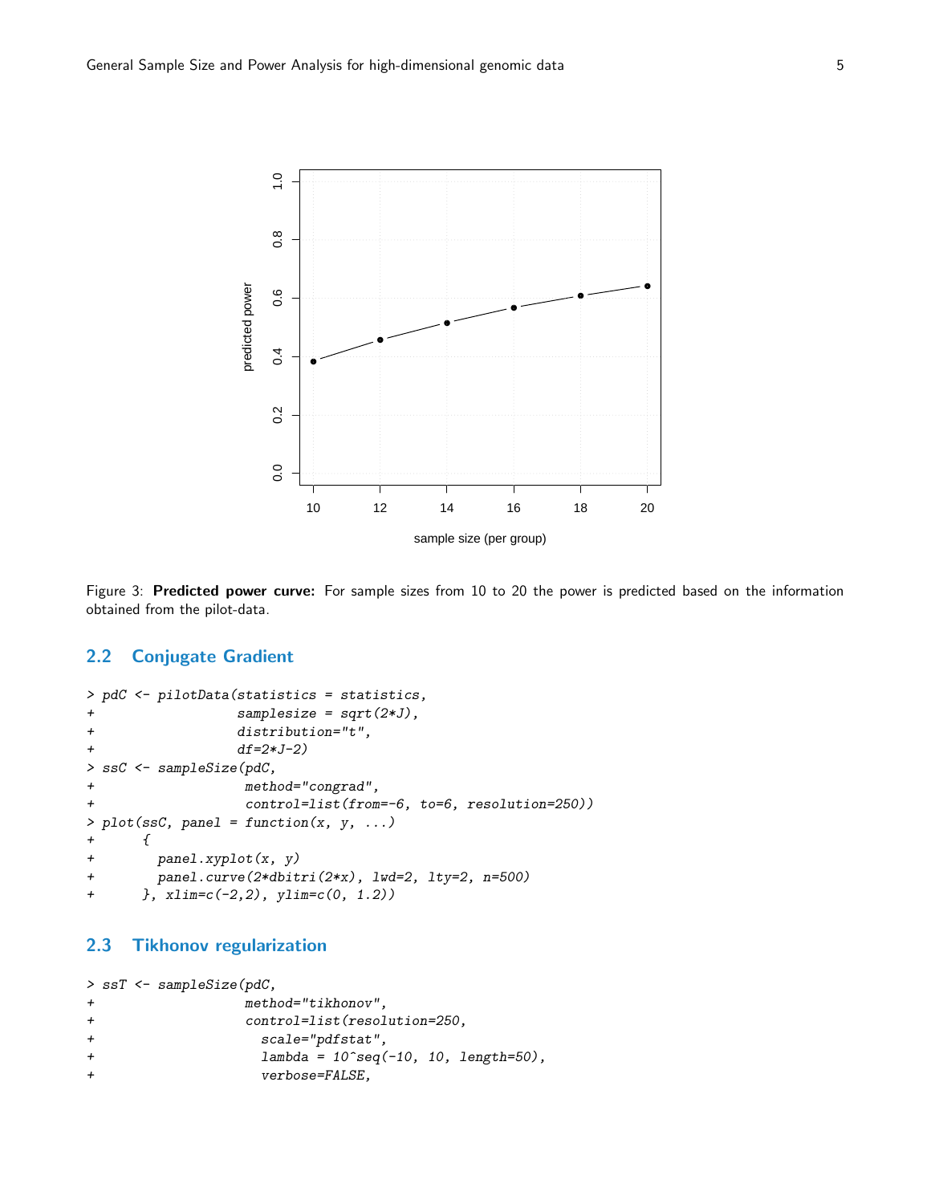Figure 3: **Predicted power curve:** For sample sizes from 10 to 20 the power is predicted based on the information obtained from the pilot-data.

## 2.2 Conjugate Gradient

```
> pdC <- pilotData(statistics = statistics,
+                  samplesize = sqrt(2*J),
+                  distribution="t",
+                  df=2*J-2)
> ssC <- sampleSize(pdC,
+                   method="congrad",
+                   control=list(from=-6, to=6, resolution=250))
> plot(ssC, panel = function(x, y, ...)
+      {
+        panel.xyplot(x, y)
+        panel.curve(2*dbitri(2*x), lwd=2, lty=2, n=500)
+      }, xlim=c(-2,2), ylim=c(0, 1.2))
```

## 2.3 Tikhonov regularization

```
> ssT <- sampleSize(pdC,
+                   method="tikhonov",
+                   control=list(resolution=250,
+                     scale="pdfstat",
+                     lambda = 10^seq(-10, 10, length=50),
+                     verbose=FALSE,
```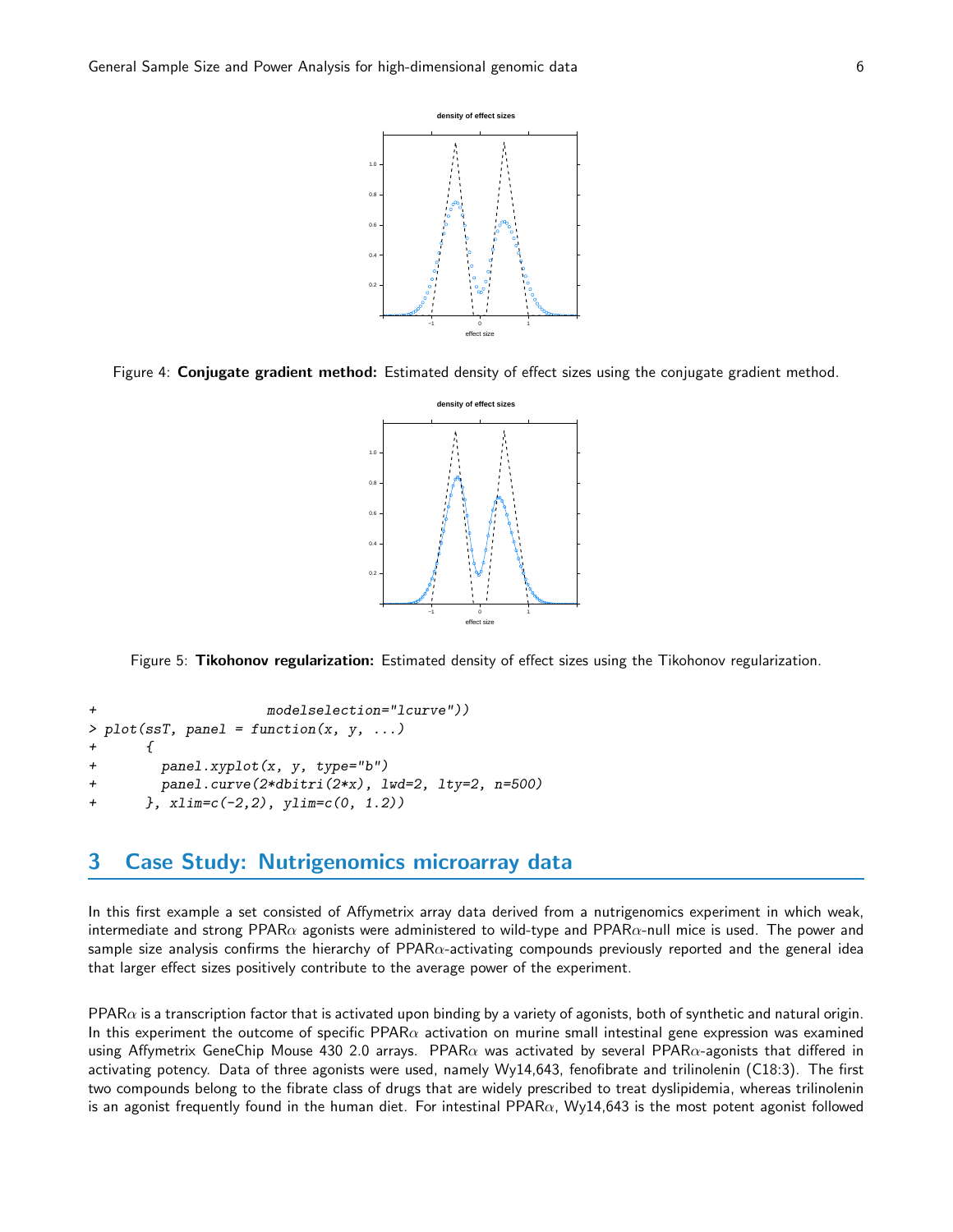Figure 4: **Conjugate gradient method:** Estimated density of effect sizes using the conjugate gradient method.

Figure 5: **Tikohonov regularization:** Estimated density of effect sizes using the Tikohonov regularization.

```
+                     modelselection="lcurve"))
> plot(ssT, panel = function(x, y, ...)
+      {
+        panel.xyplot(x, y, type="b")
+        panel.curve(2*dbitri(2*x), lwd=2, lty=2, n=500)
+      }, xlim=c(-2,2), ylim=c(0, 1.2))
```

## 3 Case Study: Nutrigenomics microarray data

In this first example a set consisted of Affymetrix array data derived from a nutrigenomics experiment in which weak, intermediate and strong PPAR$\alpha$ agonists were administered to wild-type and PPAR$\alpha$-null mice is used. The power and sample size analysis confirms the hierarchy of PPAR$\alpha$-activating compounds previously reported and the general idea that larger effect sizes positively contribute to the average power of the experiment.

PPAR$\alpha$ is a transcription factor that is activated upon binding by a variety of agonists, both of synthetic and natural origin. In this experiment the outcome of specific PPAR$\alpha$ activation on murine small intestinal gene expression was examined using Affymetrix GeneChip Mouse 430 2.0 arrays. PPAR$\alpha$ was activated by several PPAR$\alpha$-agonists that differed in activating potency. Data of three agonists were used, namely Wy14,643, fenofibrate and trilinolenin (C18:3). The first two compounds belong to the fibrate class of drugs that are widely prescribed to treat dyslipidemia, whereas trilinolenin is an agonist frequently found in the human diet. For intestinal PPAR$\alpha$, Wy14,643 is the most potent agonist followed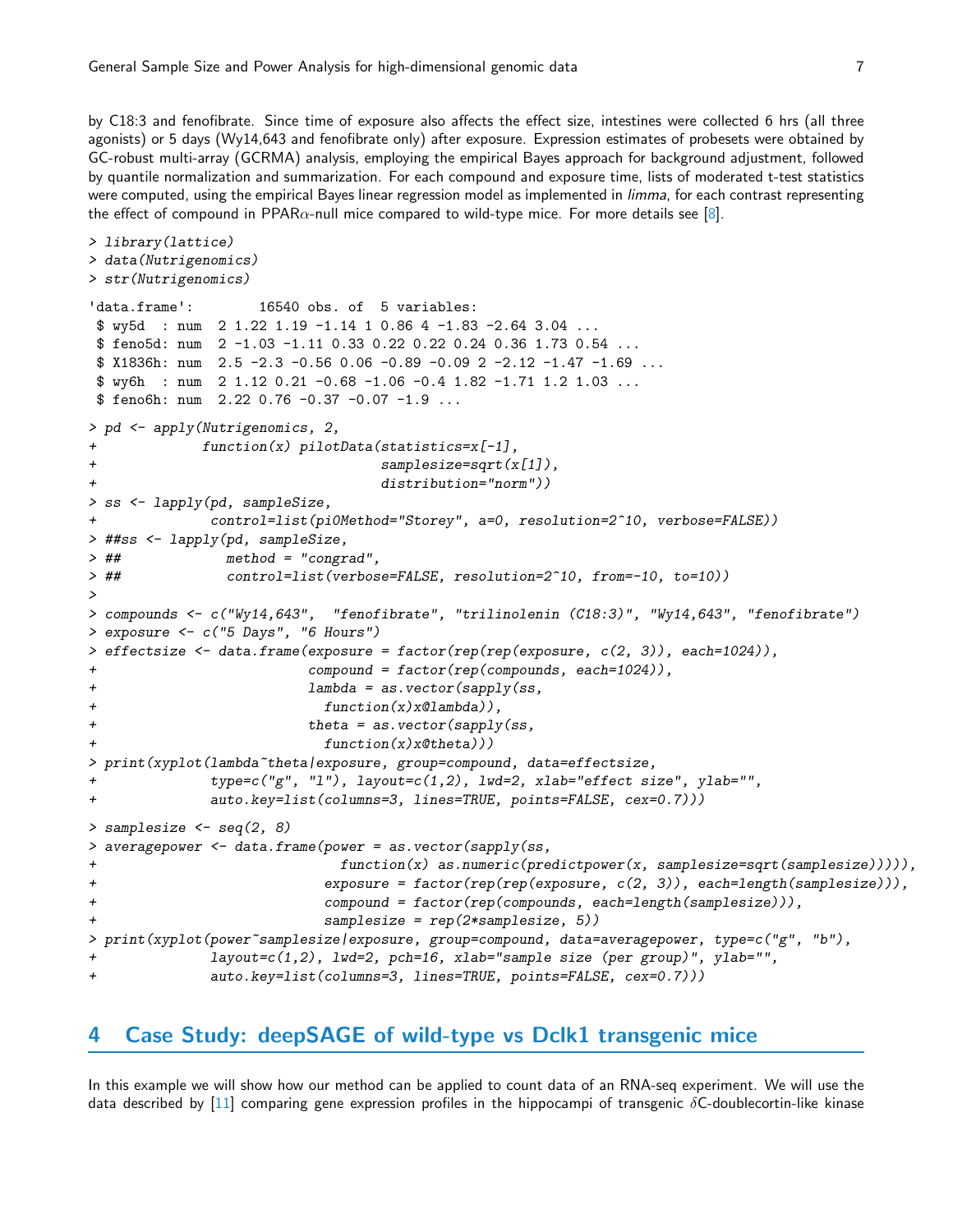by C18:3 and fenofibrate. Since time of exposure also affects the effect size, intestines were collected 6 hrs (all three agonists) or 5 days (Wy14,643 and fenofibrate only) after exposure. Expression estimates of probesets were obtained by GC-robust multi-array (GCRMA) analysis, employing the empirical Bayes approach for background adjustment, followed by quantile normalization and summarization. For each compound and exposure time, lists of moderated t-test statistics were computed, using the empirical Bayes linear regression model as implemented in *limma*, for each contrast representing the effect of compound in PPAR$\alpha$-null mice compared to wild-type mice. For more details see [8].

```
> library(lattice)
> data(Nutrigenomics)
> str(Nutrigenomics)

'data.frame':        16540 obs. of  5 variables:
 $ wy5d  : num  2 1.22 1.19 -1.14 1 0.86 4 -1.83 -2.64 3.04 ...
 $ feno5d: num  2 -1.03 -1.11 0.33 0.22 0.22 0.24 0.36 1.73 0.54 ...
 $ X1836h: num  2.5 -2.3 -0.56 0.06 -0.89 -0.09 2 -2.12 -1.47 -1.69 ...
 $ wy6h  : num  2 1.12 0.21 -0.68 -1.06 -0.4 1.82 -1.71 1.2 1.03 ...
 $ feno6h: num  2.22 0.76 -0.37 -0.07 -1.9 ...

> pd <- apply(Nutrigenomics, 2,
+             function(x) pilotData(statistics=x[-1],
+                                   samplesize=sqrt(x[1]),
+                                   distribution="norm"))
> ss <- lapply(pd, sampleSize,
+              control=list(pi0Method="Storey", a=0, resolution=2^10, verbose=FALSE))
> ##ss <- lapply(pd, sampleSize,
> ##             method = "congrad",
> ##             control=list(verbose=FALSE, resolution=2^10, from=-10, to=10))
>
> compounds <- c("Wy14,643",  "fenofibrate", "trilinolenin (C18:3)", "Wy14,643", "fenofibrate")
> exposure <- c("5 Days", "6 Hours")
> effectsize <- data.frame(exposure = factor(rep(rep(exposure, c(2, 3)), each=1024)),
+                          compound = factor(rep(compounds, each=1024)),
+                          lambda = as.vector(sapply(ss,
+                            function(x)x@lambda)),
+                          theta = as.vector(sapply(ss,
+                            function(x)x@theta)))
> print(xyplot(lambda~theta|exposure, group=compound, data=effectsize,
+              type=c("g", "l"), layout=c(1,2), lwd=2, xlab="effect size", ylab="",
+              auto.key=list(columns=3, lines=TRUE, points=FALSE, cex=0.7)))

> samplesize <- seq(2, 8)
> averagepower <- data.frame(power = as.vector(sapply(ss,
+                              function(x) as.numeric(predictpower(x, samplesize=sqrt(samplesize))))),
+                            exposure = factor(rep(rep(exposure, c(2, 3)), each=length(samplesize))),
+                            compound = factor(rep(compounds, each=length(samplesize))),
+                            samplesize = rep(2*samplesize, 5))
> print(xyplot(power~samplesize|exposure, group=compound, data=averagepower, type=c("g", "b"),
+              layout=c(1,2), lwd=2, pch=16, xlab="sample size (per group)", ylab="",
+              auto.key=list(columns=3, lines=TRUE, points=FALSE, cex=0.7)))
```

## 4 Case Study: deepSAGE of wild-type vs Dclk1 transgenic mice

In this example we will show how our method can be applied to count data of an RNA-seq experiment. We will use the data described by [11] comparing gene expression profiles in the hippocampi of transgenic $\delta$C-doublecortin-like kinase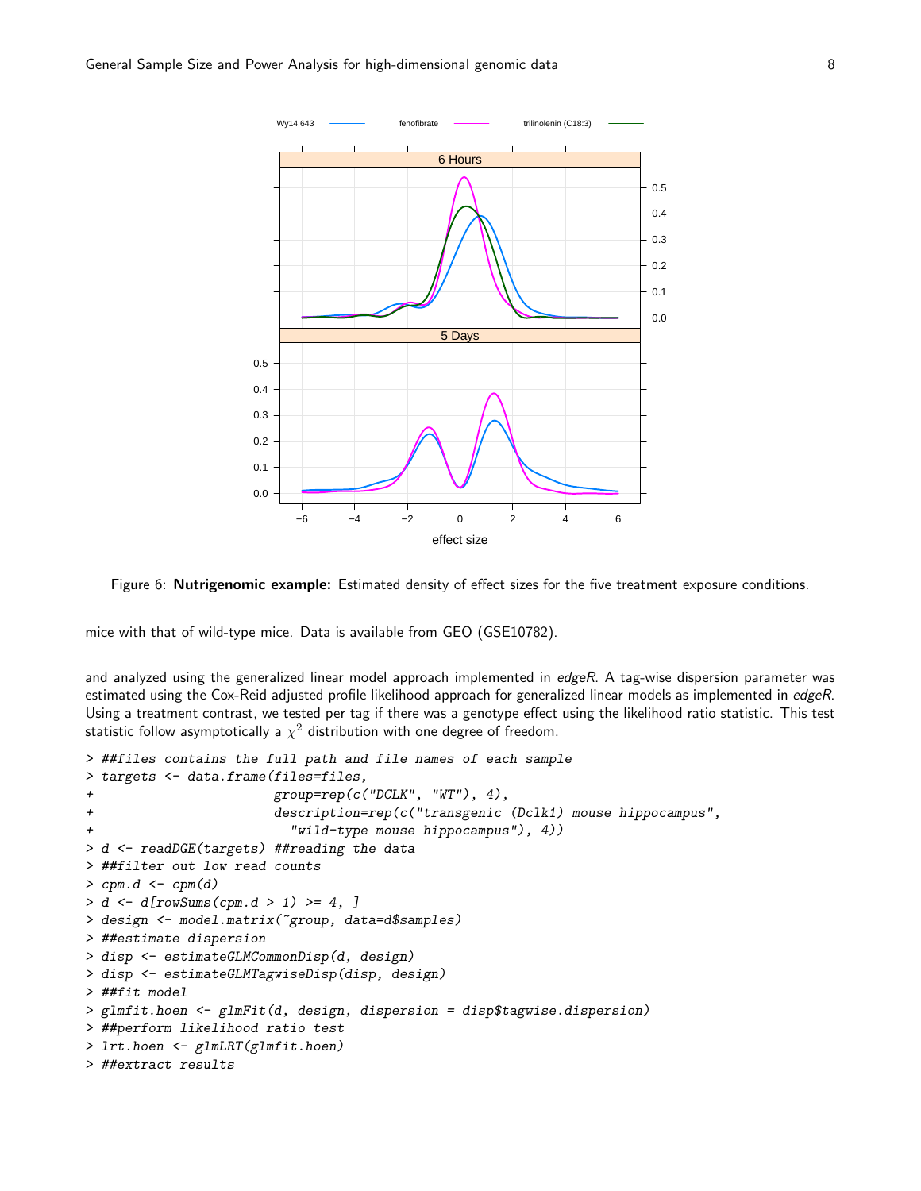Figure 6: **Nutrigenomic example:** Estimated density of effect sizes for the five treatment exposure conditions.

mice with that of wild-type mice. Data is available from GEO (GSE10782).

and analyzed using the generalized linear model approach implemented in *edgeR*. A tag-wise dispersion parameter was estimated using the Cox-Reid adjusted profile likelihood approach for generalized linear models as implemented in *edgeR*. Using a treatment contrast, we tested per tag if there was a genotype effect using the likelihood ratio statistic. This test statistic follow asymptotically a $\chi^2$ distribution with one degree of freedom.

```
> ##files contains the full path and file names of each sample
> targets <- data.frame(files=files,
+                       group=rep(c("DCLK", "WT"), 4),
+                       description=rep(c("transgenic (Dclk1) mouse hippocampus",
+                         "wild-type mouse hippocampus"), 4))
> d <- readDGE(targets) ##reading the data
> ##filter out low read counts
> cpm.d <- cpm(d)
> d <- d[rowSums(cpm.d > 1) >= 4, ]
> design <- model.matrix(~group, data=d$samples)
> ##estimate dispersion
> disp <- estimateGLMCommonDisp(d, design)
> disp <- estimateGLMTagwiseDisp(disp, design)
> ##fit model
> glmfit.hoen <- glmFit(d, design, dispersion = disp$tagwise.dispersion)
> ##perform likelihood ratio test
> lrt.hoen <- glmLRT(glmfit.hoen)
> ##extract results
```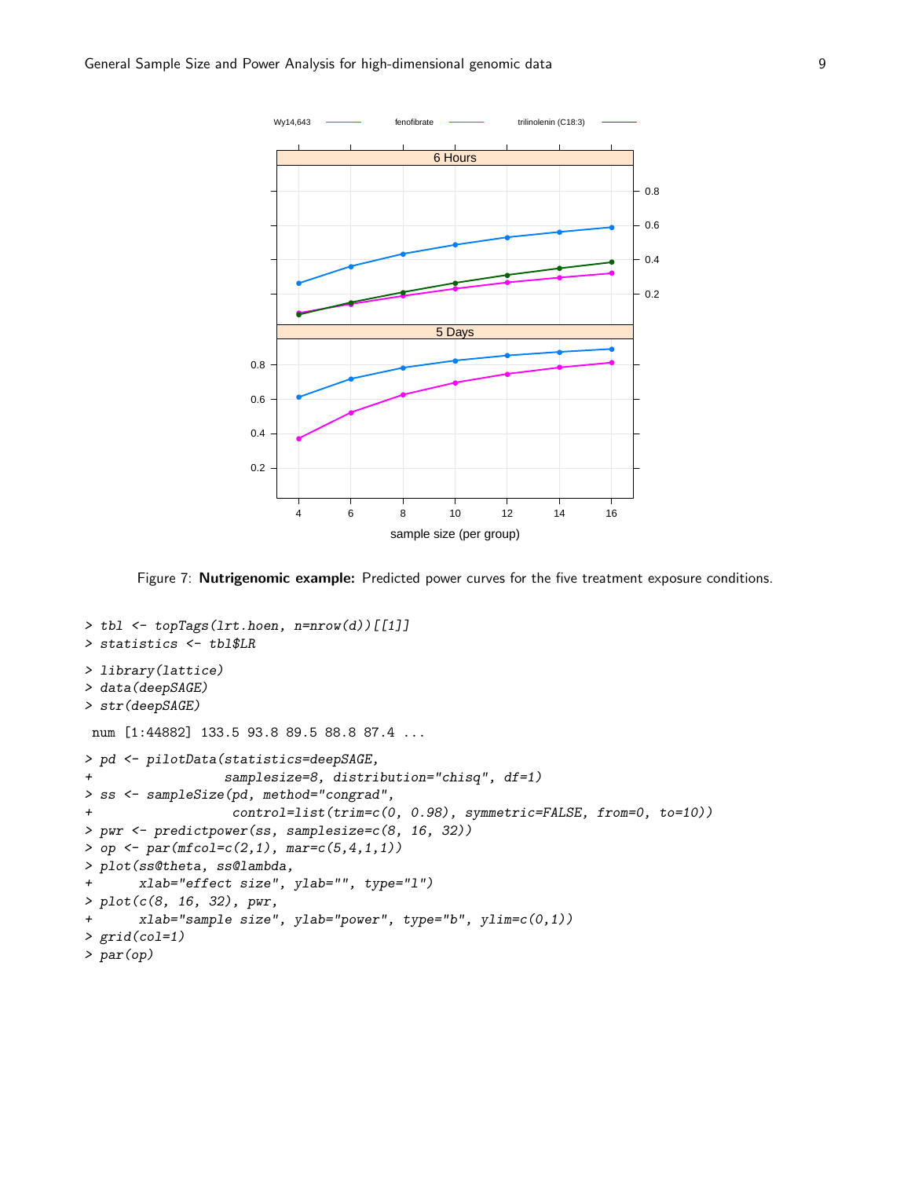Figure 7: **Nutrigenomic example:** Predicted power curves for the five treatment exposure conditions.

```
> tbl <- topTags(lrt.hoen, n=nrow(d))[[1]]
> statistics <- tbl$LR
> library(lattice)
> data(deepSAGE)
> str(deepSAGE)

 num [1:44882] 133.5 93.8 89.5 88.8 87.4 ...

> pd <- pilotData(statistics=deepSAGE,
+                 samplesize=8, distribution="chisq", df=1)
> ss <- sampleSize(pd, method="congrad",
+                  control=list(trim=c(0, 0.98), symmetric=FALSE, from=0, to=10))
> pwr <- predictpower(ss, samplesize=c(8, 16, 32))
> op <- par(mfcol=c(2,1), mar=c(5,4,1,1))
> plot(ss@theta, ss@lambda,
+      xlab="effect size", ylab="", type="l")
> plot(c(8, 16, 32), pwr,
+      xlab="sample size", ylab="power", type="b", ylim=c(0,1))
> grid(col=1)
> par(op)
```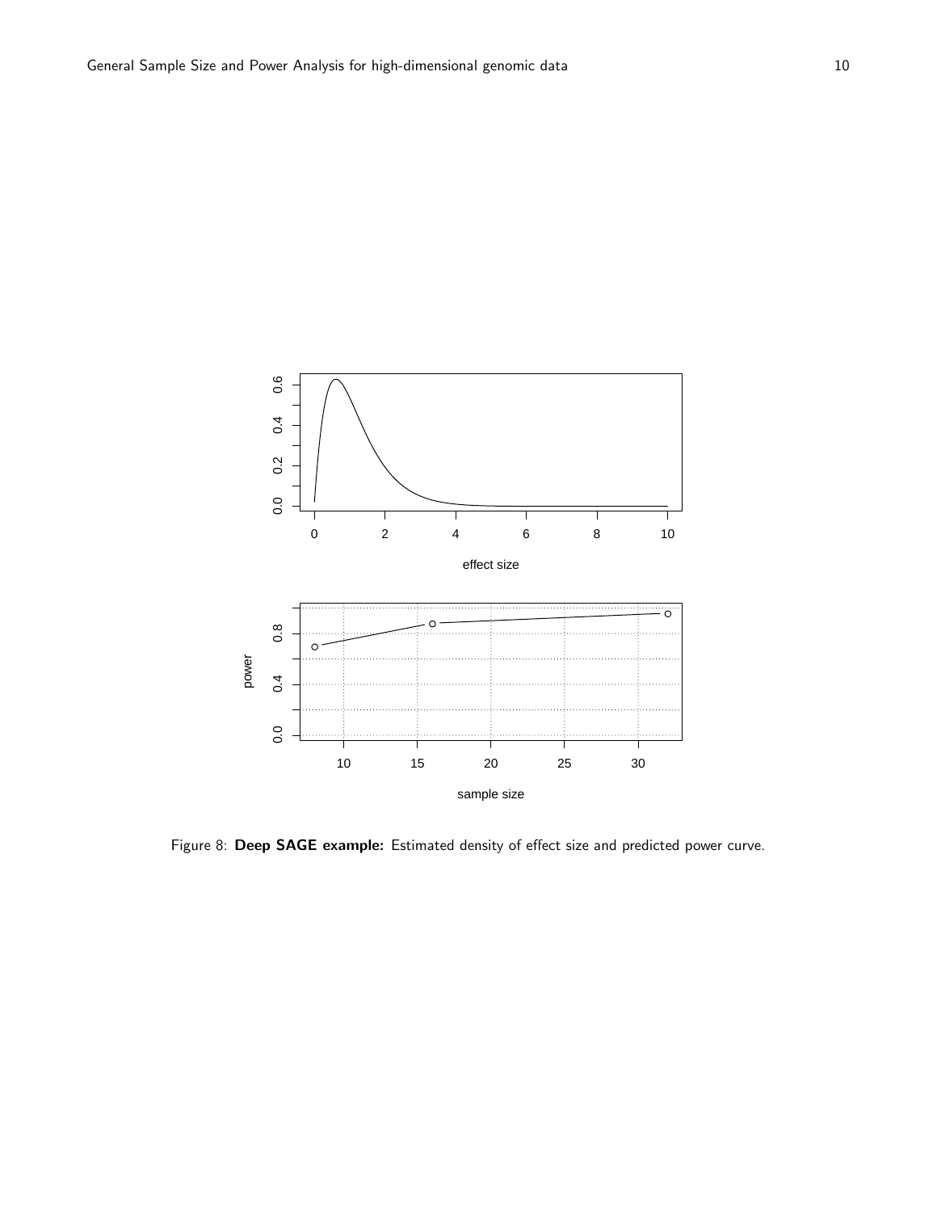Figure 8: **Deep SAGE example:** Estimated density of effect size and predicted power curve.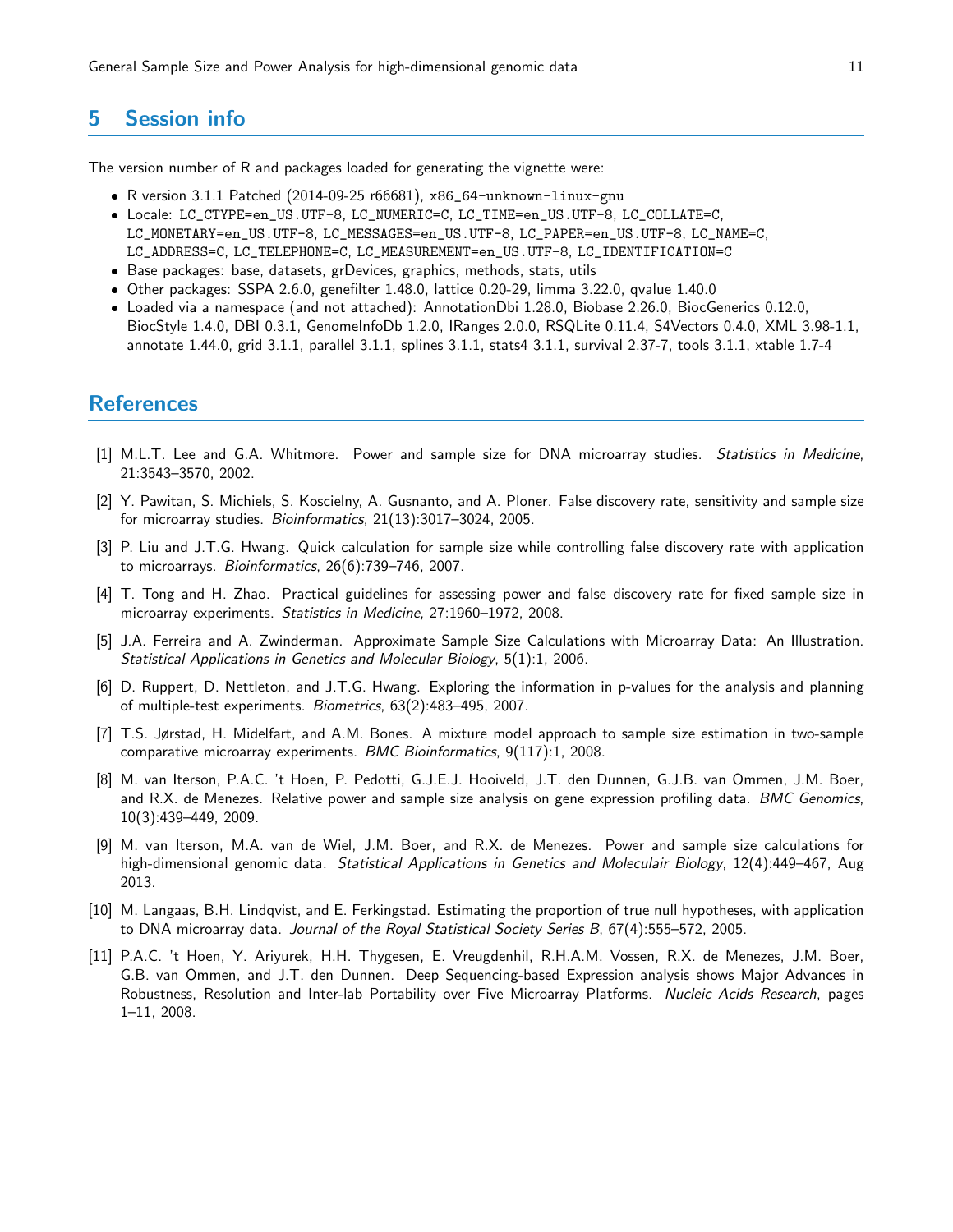## 5 Session info

The version number of R and packages loaded for generating the vignette were:

- R version 3.1.1 Patched (2014-09-25 r66681), `x86_64-unknown-linux-gnu`
- Locale: `LC_CTYPE=en_US.UTF-8`, `LC_NUMERIC=C`, `LC_TIME=en_US.UTF-8`, `LC_COLLATE=C`, `LC_MONETARY=en_US.UTF-8`, `LC_MESSAGES=en_US.UTF-8`, `LC_PAPER=en_US.UTF-8`, `LC_NAME=C`, `LC_ADDRESS=C`, `LC_TELEPHONE=C`, `LC_MEASUREMENT=en_US.UTF-8`, `LC_IDENTIFICATION=C`
- Base packages: base, datasets, grDevices, graphics, methods, stats, utils
- Other packages: SSPA 2.6.0, genefilter 1.48.0, lattice 0.20-29, limma 3.22.0, qvalue 1.40.0
- Loaded via a namespace (and not attached): AnnotationDbi 1.28.0, Biobase 2.26.0, BiocGenerics 0.12.0, BiocStyle 1.4.0, DBI 0.3.1, GenomeInfoDb 1.2.0, IRanges 2.0.0, RSQLite 0.11.4, S4Vectors 0.4.0, XML 3.98-1.1, annotate 1.44.0, grid 3.1.1, parallel 3.1.1, splines 3.1.1, stats4 3.1.1, survival 2.37-7, tools 3.1.1, xtable 1.7-4

## References

[1] M.L.T. Lee and G.A. Whitmore. Power and sample size for DNA microarray studies. *Statistics in Medicine*, 21:3543–3570, 2002.

[2] Y. Pawitan, S. Michiels, S. Koscielny, A. Gusnanto, and A. Ploner. False discovery rate, sensitivity and sample size for microarray studies. *Bioinformatics*, 21(13):3017–3024, 2005.

[3] P. Liu and J.T.G. Hwang. Quick calculation for sample size while controlling false discovery rate with application to microarrays. *Bioinformatics*, 26(6):739–746, 2007.

[4] T. Tong and H. Zhao. Practical guidelines for assessing power and false discovery rate for fixed sample size in microarray experiments. *Statistics in Medicine*, 27:1960–1972, 2008.

[5] J.A. Ferreira and A. Zwinderman. Approximate Sample Size Calculations with Microarray Data: An Illustration. *Statistical Applications in Genetics and Molecular Biology*, 5(1):1, 2006.

[6] D. Ruppert, D. Nettleton, and J.T.G. Hwang. Exploring the information in p-values for the analysis and planning of multiple-test experiments. *Biometrics*, 63(2):483–495, 2007.

[7] T.S. Jørstad, H. Midelfart, and A.M. Bones. A mixture model approach to sample size estimation in two-sample comparative microarray experiments. *BMC Bioinformatics*, 9(117):1, 2008.

[8] M. van Iterson, P.A.C. 't Hoen, P. Pedotti, G.J.E.J. Hooiveld, J.T. den Dunnen, G.J.B. van Ommen, J.M. Boer, and R.X. de Menezes. Relative power and sample size analysis on gene expression profiling data. *BMC Genomics*, 10(3):439–449, 2009.

[9] M. van Iterson, M.A. van de Wiel, J.M. Boer, and R.X. de Menezes. Power and sample size calculations for high-dimensional genomic data. *Statistical Applications in Genetics and Moleculair Biology*, 12(4):449–467, Aug 2013.

[10] M. Langaas, B.H. Lindqvist, and E. Ferkingstad. Estimating the proportion of true null hypotheses, with application to DNA microarray data. *Journal of the Royal Statistical Society Series B*, 67(4):555–572, 2005.

[11] P.A.C. 't Hoen, Y. Ariyurek, H.H. Thygesen, E. Vreugdenhil, R.H.A.M. Vossen, R.X. de Menezes, J.M. Boer, G.B. van Ommen, and J.T. den Dunnen. Deep Sequencing-based Expression analysis shows Major Advances in Robustness, Resolution and Inter-lab Portability over Five Microarray Platforms. *Nucleic Acids Research*, pages 1–11, 2008.